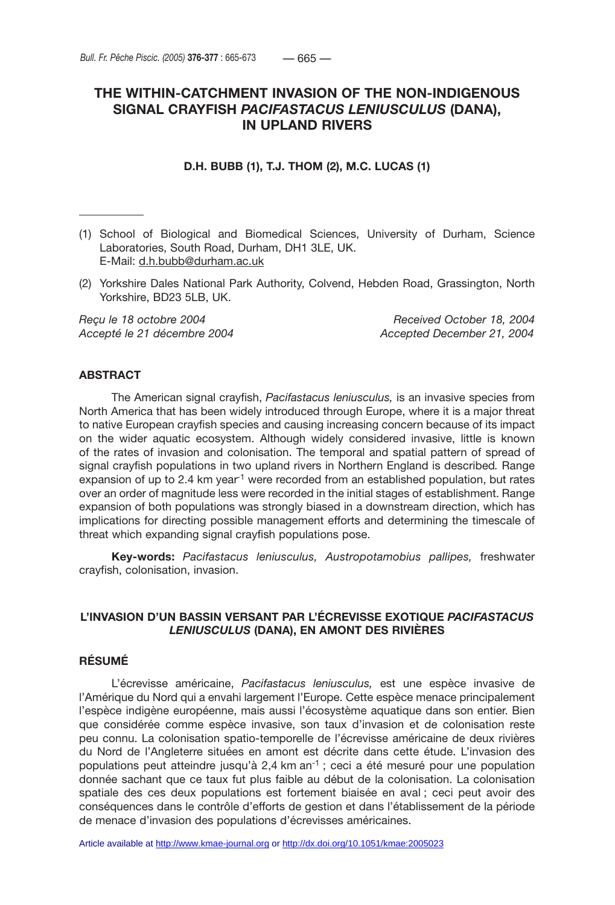# THE WITHIN-CATCHMENT INVASION OF THE NON-INDIGENOUS SIGNAL CRAYFISH *PACIFASTACUS LENIUSCULUS* (DANA), IN UPLAND RIVERS

**D.H. BUBB (1), T.J. THOM (2), M.C. LUCAS (1)**

(1) School of Biological and Biomedical Sciences, University of Durham, Science Laboratories, South Road, Durham, DH1 3LE, UK.
E-Mail: d.h.bubb@durham.ac.uk

(2) Yorkshire Dales National Park Authority, Colvend, Hebden Road, Grassington, North Yorkshire, BD23 5LB, UK.

*Reçu le 18 octobre 2004*
*Accepté le 21 décembre 2004*

*Received October 18, 2004*
*Accepted December 21, 2004*

## ABSTRACT

The American signal crayfish, *Pacifastacus leniusculus,* is an invasive species from North America that has been widely introduced through Europe, where it is a major threat to native European crayfish species and causing increasing concern because of its impact on the wider aquatic ecosystem. Although widely considered invasive, little is known of the rates of invasion and colonisation. The temporal and spatial pattern of spread of signal crayfish populations in two upland rivers in Northern England is described*.* Range expansion of up to 2.4 km year$^{-1}$ were recorded from an established population, but rates over an order of magnitude less were recorded in the initial stages of establishment. Range expansion of both populations was strongly biased in a downstream direction, which has implications for directing possible management efforts and determining the timescale of threat which expanding signal crayfish populations pose.

**Key-words:** *Pacifastacus leniusculus, Austropotamobius pallipes,* freshwater crayfish, colonisation, invasion.

### L'INVASION D'UN BASSIN VERSANT PAR L'ÉCREVISSE EXOTIQUE *PACIFASTACUS LENIUSCULUS* (DANA), EN AMONT DES RIVIÈRES

## RÉSUMÉ

L'écrevisse américaine, *Pacifastacus leniusculus,* est une espèce invasive de l'Amérique du Nord qui a envahi largement l'Europe. Cette espèce menace principalement l'espèce indigène européenne, mais aussi l'écosystème aquatique dans son entier. Bien que considérée comme espèce invasive, son taux d'invasion et de colonisation reste peu connu. La colonisation spatio-temporelle de l'écrevisse américaine de deux rivières du Nord de l'Angleterre situées en amont est décrite dans cette étude. L'invasion des populations peut atteindre jusqu'à 2,4 km an$^{-1}$ ; ceci a été mesuré pour une population donnée sachant que ce taux fut plus faible au début de la colonisation. La colonisation spatiale des ces deux populations est fortement biaisée en aval ; ceci peut avoir des conséquences dans le contrôle d'efforts de gestion et dans l'établissement de la période de menace d'invasion des populations d'écrevisses américaines.

Article available at http://www.kmae-journal.org or http://dx.doi.org/10.1051/kmae:2005023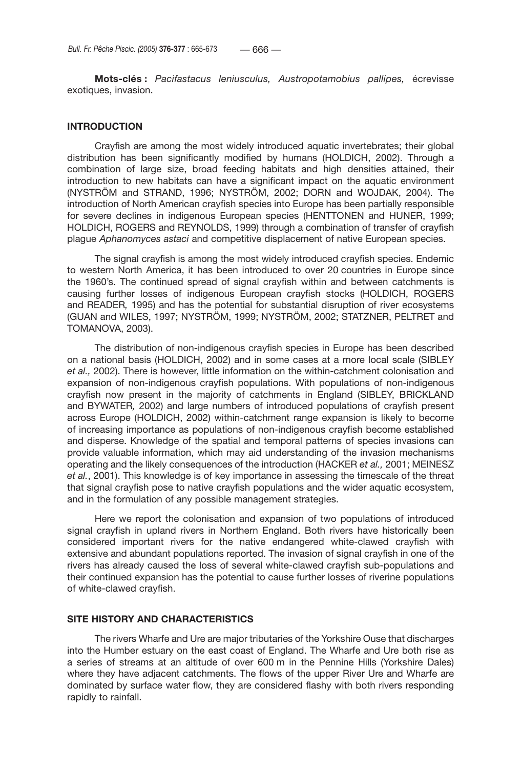**Mots-clés :** *Pacifastacus leniusculus, Austropotamobius pallipes,* écrevisse exotiques, invasion.

## INTRODUCTION

Crayfish are among the most widely introduced aquatic invertebrates; their global distribution has been significantly modified by humans (HOLDICH, 2002). Through a combination of large size, broad feeding habitats and high densities attained, their introduction to new habitats can have a significant impact on the aquatic environment (NYSTRÖM and STRAND, 1996; NYSTRÖM, 2002; DORN and WOJDAK, 2004). The introduction of North American crayfish species into Europe has been partially responsible for severe declines in indigenous European species (HENTTONEN and HUNER, 1999; HOLDICH, ROGERS and REYNOLDS, 1999) through a combination of transfer of crayfish plague *Aphanomyces astaci* and competitive displacement of native European species.

The signal crayfish is among the most widely introduced crayfish species. Endemic to western North America, it has been introduced to over 20 countries in Europe since the 1960's. The continued spread of signal crayfish within and between catchments is causing further losses of indigenous European crayfish stocks (HOLDICH, ROGERS and READER*,* 1995) and has the potential for substantial disruption of river ecosystems (GUAN and WILES, 1997; NYSTRÖM, 1999; NYSTRÖM, 2002; STATZNER, PELTRET and TOMANOVA, 2003).

The distribution of non-indigenous crayfish species in Europe has been described on a national basis (HOLDICH, 2002) and in some cases at a more local scale (SIBLEY *et al.,* 2002). There is however, little information on the within-catchment colonisation and expansion of non-indigenous crayfish populations. With populations of non-indigenous crayfish now present in the majority of catchments in England (SIBLEY, BRICKLAND and BYWATER*,* 2002) and large numbers of introduced populations of crayfish present across Europe (HOLDICH, 2002) within-catchment range expansion is likely to become of increasing importance as populations of non-indigenous crayfish become established and disperse. Knowledge of the spatial and temporal patterns of species invasions can provide valuable information, which may aid understanding of the invasion mechanisms operating and the likely consequences of the introduction (HACKER *et al.,* 2001; MEINESZ *et al.*, 2001). This knowledge is of key importance in assessing the timescale of the threat that signal crayfish pose to native crayfish populations and the wider aquatic ecosystem, and in the formulation of any possible management strategies.

Here we report the colonisation and expansion of two populations of introduced signal crayfish in upland rivers in Northern England. Both rivers have historically been considered important rivers for the native endangered white-clawed crayfish with extensive and abundant populations reported. The invasion of signal crayfish in one of the rivers has already caused the loss of several white-clawed crayfish sub-populations and their continued expansion has the potential to cause further losses of riverine populations of white-clawed crayfish.

## SITE HISTORY AND CHARACTERISTICS

The rivers Wharfe and Ure are major tributaries of the Yorkshire Ouse that discharges into the Humber estuary on the east coast of England. The Wharfe and Ure both rise as a series of streams at an altitude of over 600 m in the Pennine Hills (Yorkshire Dales) where they have adjacent catchments. The flows of the upper River Ure and Wharfe are dominated by surface water flow, they are considered flashy with both rivers responding rapidly to rainfall.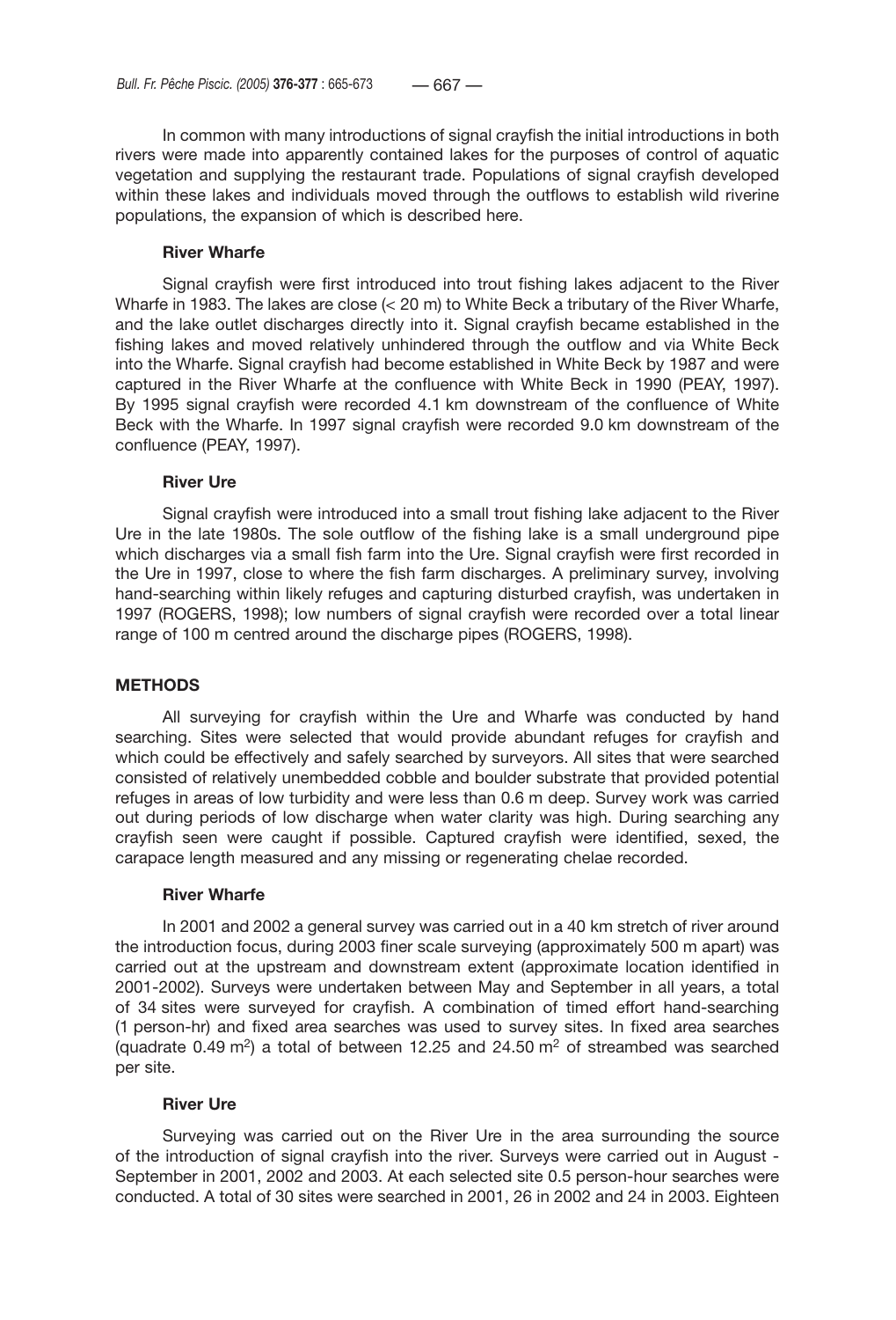In common with many introductions of signal crayfish the initial introductions in both rivers were made into apparently contained lakes for the purposes of control of aquatic vegetation and supplying the restaurant trade. Populations of signal crayfish developed within these lakes and individuals moved through the outflows to establish wild riverine populations, the expansion of which is described here.

### River Wharfe

Signal crayfish were first introduced into trout fishing lakes adjacent to the River Wharfe in 1983. The lakes are close (< 20 m) to White Beck a tributary of the River Wharfe, and the lake outlet discharges directly into it. Signal crayfish became established in the fishing lakes and moved relatively unhindered through the outflow and via White Beck into the Wharfe. Signal crayfish had become established in White Beck by 1987 and were captured in the River Wharfe at the confluence with White Beck in 1990 (PEAY, 1997). By 1995 signal crayfish were recorded 4.1 km downstream of the confluence of White Beck with the Wharfe. In 1997 signal crayfish were recorded 9.0 km downstream of the confluence (PEAY, 1997).

### River Ure

Signal crayfish were introduced into a small trout fishing lake adjacent to the River Ure in the late 1980s. The sole outflow of the fishing lake is a small underground pipe which discharges via a small fish farm into the Ure. Signal crayfish were first recorded in the Ure in 1997, close to where the fish farm discharges. A preliminary survey, involving hand-searching within likely refuges and capturing disturbed crayfish, was undertaken in 1997 (ROGERS, 1998); low numbers of signal crayfish were recorded over a total linear range of 100 m centred around the discharge pipes (ROGERS, 1998).

## METHODS

All surveying for crayfish within the Ure and Wharfe was conducted by hand searching. Sites were selected that would provide abundant refuges for crayfish and which could be effectively and safely searched by surveyors. All sites that were searched consisted of relatively unembedded cobble and boulder substrate that provided potential refuges in areas of low turbidity and were less than 0.6 m deep. Survey work was carried out during periods of low discharge when water clarity was high. During searching any crayfish seen were caught if possible. Captured crayfish were identified, sexed, the carapace length measured and any missing or regenerating chelae recorded.

### River Wharfe

In 2001 and 2002 a general survey was carried out in a 40 km stretch of river around the introduction focus, during 2003 finer scale surveying (approximately 500 m apart) was carried out at the upstream and downstream extent (approximate location identified in 2001-2002). Surveys were undertaken between May and September in all years, a total of 34 sites were surveyed for crayfish. A combination of timed effort hand-searching (1 person-hr) and fixed area searches was used to survey sites. In fixed area searches (quadrate 0.49 m$^2$) a total of between 12.25 and 24.50 m$^2$ of streambed was searched per site.

### River Ure

Surveying was carried out on the River Ure in the area surrounding the source of the introduction of signal crayfish into the river. Surveys were carried out in August - September in 2001, 2002 and 2003. At each selected site 0.5 person-hour searches were conducted. A total of 30 sites were searched in 2001, 26 in 2002 and 24 in 2003. Eighteen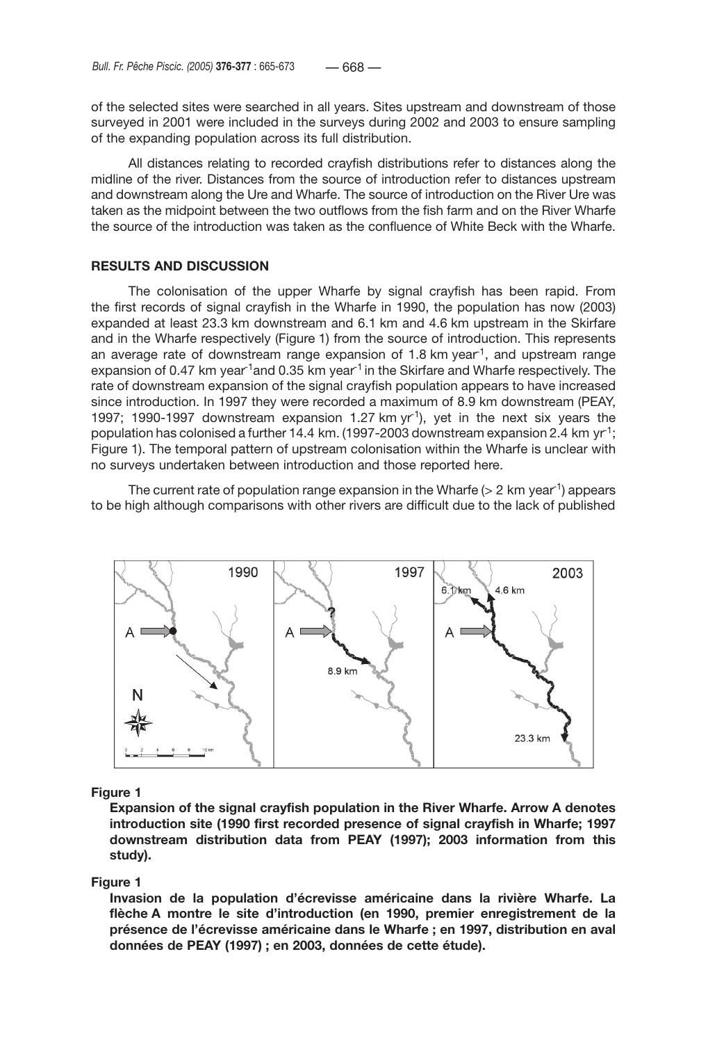of the selected sites were searched in all years. Sites upstream and downstream of those surveyed in 2001 were included in the surveys during 2002 and 2003 to ensure sampling of the expanding population across its full distribution.

All distances relating to recorded crayfish distributions refer to distances along the midline of the river. Distances from the source of introduction refer to distances upstream and downstream along the Ure and Wharfe. The source of introduction on the River Ure was taken as the midpoint between the two outflows from the fish farm and on the River Wharfe the source of the introduction was taken as the confluence of White Beck with the Wharfe.

## RESULTS AND DISCUSSION

The colonisation of the upper Wharfe by signal crayfish has been rapid. From the first records of signal crayfish in the Wharfe in 1990, the population has now (2003) expanded at least 23.3 km downstream and 6.1 km and 4.6 km upstream in the Skirfare and in the Wharfe respectively (Figure 1) from the source of introduction. This represents an average rate of downstream range expansion of 1.8 km $year^{-1}$, and upstream range expansion of 0.47 km $year^{-1}$ and 0.35 km $year^{-1}$ in the Skirfare and Wharfe respectively. The rate of downstream expansion of the signal crayfish population appears to have increased since introduction. In 1997 they were recorded a maximum of 8.9 km downstream (PEAY, 1997; 1990-1997 downstream expansion 1.27 km $yr^{-1}$), yet in the next six years the population has colonised a further 14.4 km. (1997-2003 downstream expansion 2.4 km $yr^{-1}$; Figure 1). The temporal pattern of upstream colonisation within the Wharfe is unclear with no surveys undertaken between introduction and those reported here.

The current rate of population range expansion in the Wharfe (> 2 km $year^{-1}$) appears to be high although comparisons with other rivers are difficult due to the lack of published

**Figure 1**

**Expansion of the signal crayfish population in the River Wharfe. Arrow A denotes introduction site (1990 first recorded presence of signal crayfish in Wharfe; 1997 downstream distribution data from PEAY (1997); 2003 information from this study).**

**Figure 1**

**Invasion de la population d'écrevisse américaine dans la rivière Wharfe. La flèche A montre le site d'introduction (en 1990, premier enregistrement de la présence de l'écrevisse américaine dans le Wharfe ; en 1997, distribution en aval données de PEAY (1997) ; en 2003, données de cette étude).**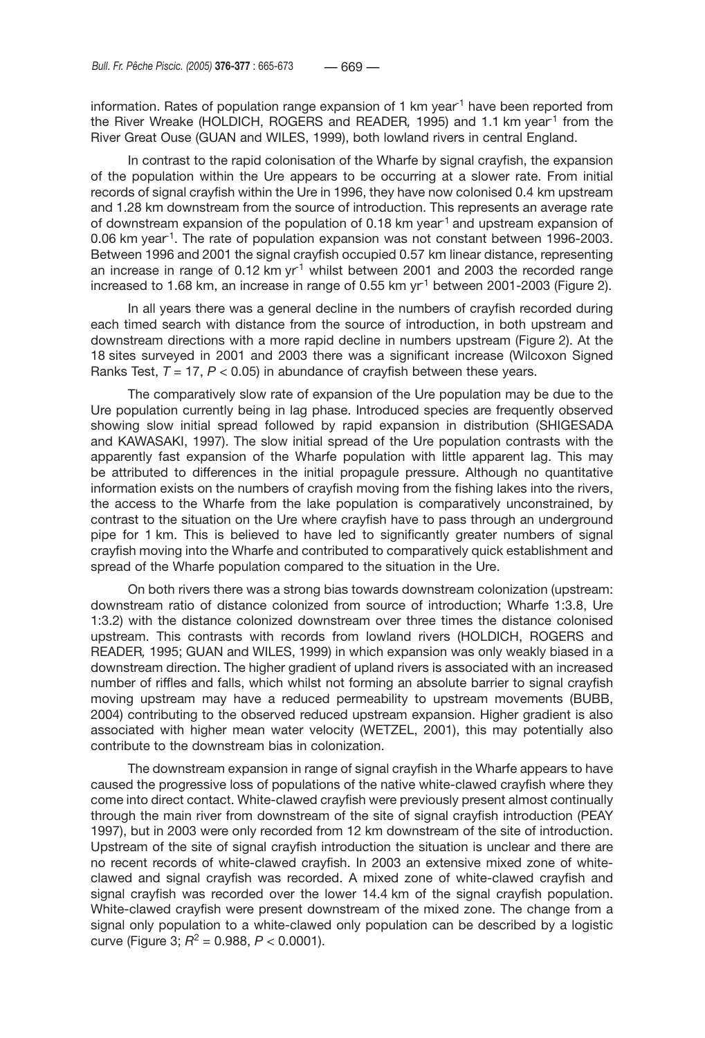information. Rates of population range expansion of 1 km year$^{-1}$ have been reported from the River Wreake (HOLDICH, ROGERS and READER, 1995) and 1.1 km year$^{-1}$ from the River Great Ouse (GUAN and WILES, 1999), both lowland rivers in central England.

In contrast to the rapid colonisation of the Wharfe by signal crayfish, the expansion of the population within the Ure appears to be occurring at a slower rate. From initial records of signal crayfish within the Ure in 1996, they have now colonised 0.4 km upstream and 1.28 km downstream from the source of introduction. This represents an average rate of downstream expansion of the population of 0.18 km year$^{-1}$ and upstream expansion of 0.06 km year$^{-1}$. The rate of population expansion was not constant between 1996-2003. Between 1996 and 2001 the signal crayfish occupied 0.57 km linear distance, representing an increase in range of 0.12 km yr$^{-1}$ whilst between 2001 and 2003 the recorded range increased to 1.68 km, an increase in range of 0.55 km yr$^{-1}$ between 2001-2003 (Figure 2).

In all years there was a general decline in the numbers of crayfish recorded during each timed search with distance from the source of introduction, in both upstream and downstream directions with a more rapid decline in numbers upstream (Figure 2). At the 18 sites surveyed in 2001 and 2003 there was a significant increase (Wilcoxon Signed Ranks Test, $T = 17$, $P < 0.05$) in abundance of crayfish between these years.

The comparatively slow rate of expansion of the Ure population may be due to the Ure population currently being in lag phase. Introduced species are frequently observed showing slow initial spread followed by rapid expansion in distribution (SHIGESADA and KAWASAKI, 1997). The slow initial spread of the Ure population contrasts with the apparently fast expansion of the Wharfe population with little apparent lag. This may be attributed to differences in the initial propagule pressure. Although no quantitative information exists on the numbers of crayfish moving from the fishing lakes into the rivers, the access to the Wharfe from the lake population is comparatively unconstrained, by contrast to the situation on the Ure where crayfish have to pass through an underground pipe for 1 km. This is believed to have led to significantly greater numbers of signal crayfish moving into the Wharfe and contributed to comparatively quick establishment and spread of the Wharfe population compared to the situation in the Ure.

On both rivers there was a strong bias towards downstream colonization (upstream: downstream ratio of distance colonized from source of introduction; Wharfe 1:3.8, Ure 1:3.2) with the distance colonized downstream over three times the distance colonised upstream. This contrasts with records from lowland rivers (HOLDICH, ROGERS and READER, 1995; GUAN and WILES, 1999) in which expansion was only weakly biased in a downstream direction. The higher gradient of upland rivers is associated with an increased number of riffles and falls, which whilst not forming an absolute barrier to signal crayfish moving upstream may have a reduced permeability to upstream movements (BUBB, 2004) contributing to the observed reduced upstream expansion. Higher gradient is also associated with higher mean water velocity (WETZEL, 2001), this may potentially also contribute to the downstream bias in colonization.

The downstream expansion in range of signal crayfish in the Wharfe appears to have caused the progressive loss of populations of the native white-clawed crayfish where they come into direct contact. White-clawed crayfish were previously present almost continually through the main river from downstream of the site of signal crayfish introduction (PEAY 1997), but in 2003 were only recorded from 12 km downstream of the site of introduction. Upstream of the site of signal crayfish introduction the situation is unclear and there are no recent records of white-clawed crayfish. In 2003 an extensive mixed zone of white-clawed and signal crayfish was recorded. A mixed zone of white-clawed crayfish and signal crayfish was recorded over the lower 14.4 km of the signal crayfish population. White-clawed crayfish were present downstream of the mixed zone. The change from a signal only population to a white-clawed only population can be described by a logistic curve (Figure 3; $R^2 = 0.988$, $P < 0.0001$).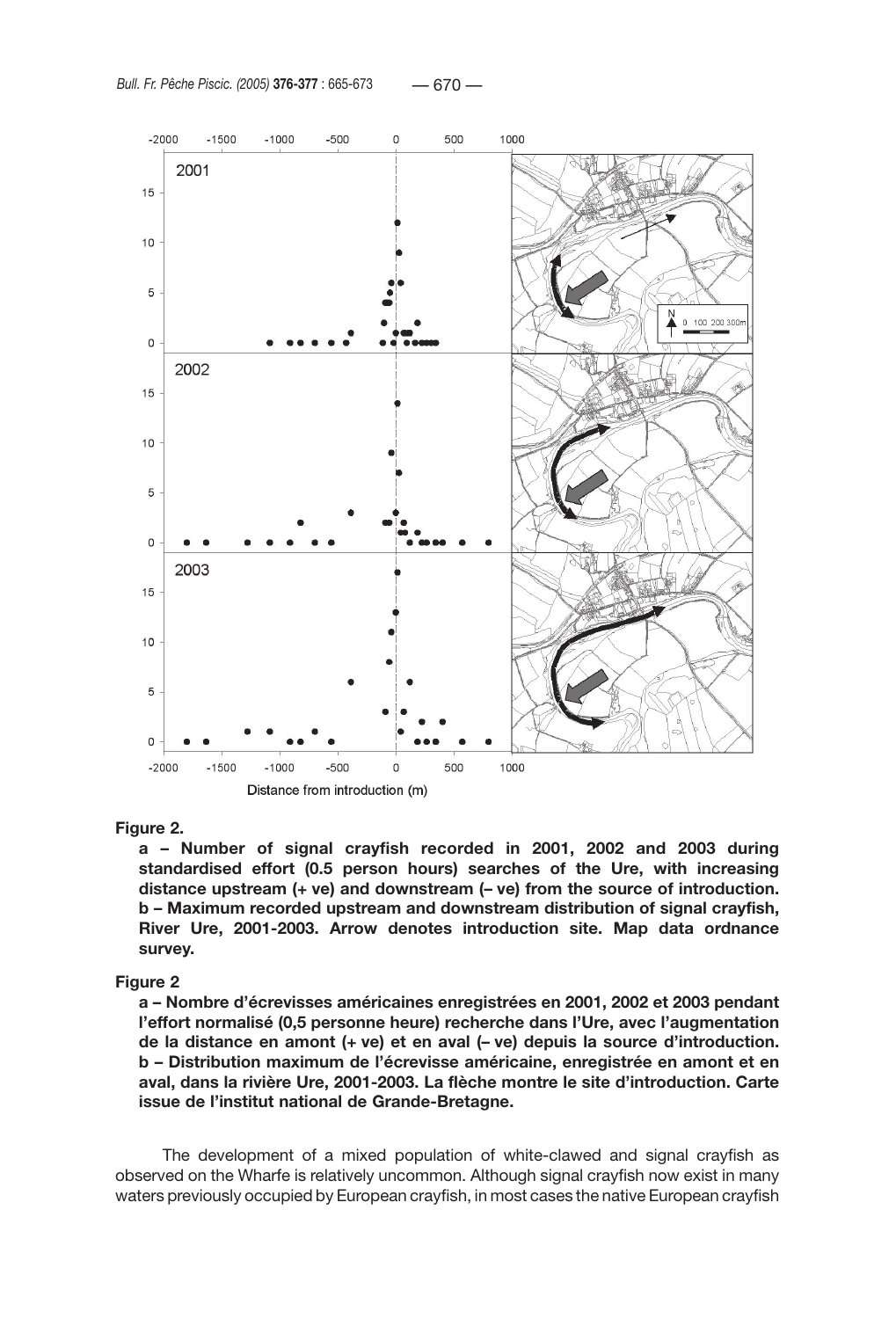**Figure 2.**

**a – Number of signal crayfish recorded in 2001, 2002 and 2003 during standardised effort (0.5 person hours) searches of the Ure, with increasing distance upstream (+ ve) and downstream (– ve) from the source of introduction.**
**b – Maximum recorded upstream and downstream distribution of signal crayfish, River Ure, 2001-2003. Arrow denotes introduction site. Map data ordnance survey.**

**Figure 2**

**a – Nombre d'écrevisses américaines enregistrées en 2001, 2002 et 2003 pendant l'effort normalisé (0,5 personne heure) recherche dans l'Ure, avec l'augmentation de la distance en amont (+ ve) et en aval (– ve) depuis la source d'introduction.**
**b – Distribution maximum de l'écrevisse américaine, enregistrée en amont et en aval, dans la rivière Ure, 2001-2003. La flèche montre le site d'introduction. Carte issue de l'institut national de Grande-Bretagne.**

The development of a mixed population of white-clawed and signal crayfish as observed on the Wharfe is relatively uncommon. Although signal crayfish now exist in many waters previously occupied by European crayfish, in most cases the native European crayfish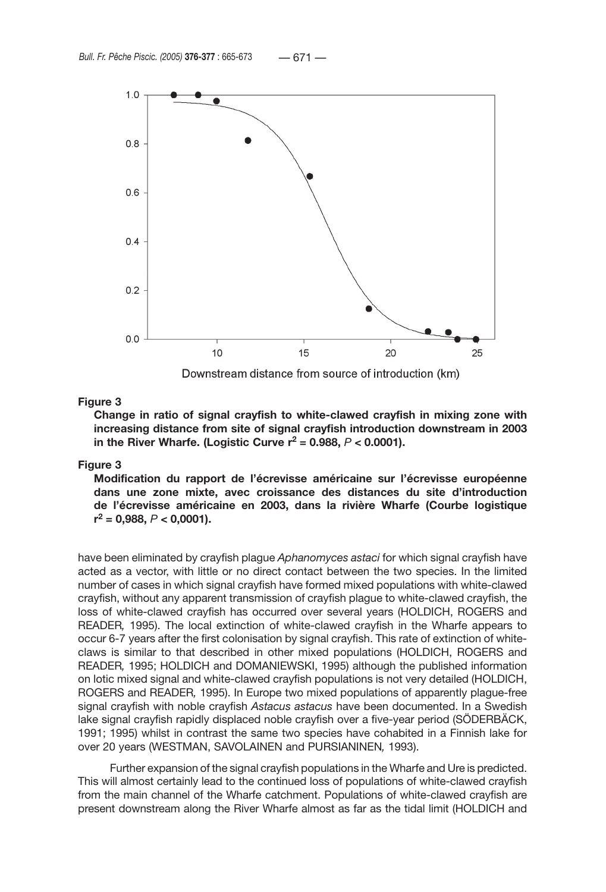**Figure 3**

**Change in ratio of signal crayfish to white-clawed crayfish in mixing zone with increasing distance from site of signal crayfish introduction downstream in 2003 in the River Wharfe. (Logistic Curve $r^2 = 0.988$, $P < 0.0001$).**

**Figure 3**

**Modification du rapport de l'écrevisse américaine sur l'écrevisse européenne dans une zone mixte, avec croissance des distances du site d'introduction de l'écrevisse américaine en 2003, dans la rivière Wharfe (Courbe logistique $r^2 = 0,988$, $P < 0,0001$).**

have been eliminated by crayfish plague *Aphanomyces astaci* for which signal crayfish have acted as a vector, with little or no direct contact between the two species. In the limited number of cases in which signal crayfish have formed mixed populations with white-clawed crayfish, without any apparent transmission of crayfish plague to white-clawed crayfish, the loss of white-clawed crayfish has occurred over several years (HOLDICH, ROGERS and READER*,* 1995). The local extinction of white-clawed crayfish in the Wharfe appears to occur 6-7 years after the first colonisation by signal crayfish. This rate of extinction of white-claws is similar to that described in other mixed populations (HOLDICH, ROGERS and READER*,* 1995; HOLDICH and DOMANIEWSKI, 1995) although the published information on lotic mixed signal and white-clawed crayfish populations is not very detailed (HOLDICH, ROGERS and READER*,* 1995). In Europe two mixed populations of apparently plague-free signal crayfish with noble crayfish *Astacus astacus* have been documented. In a Swedish lake signal crayfish rapidly displaced noble crayfish over a five-year period (SÖDERBÄCK, 1991; 1995) whilst in contrast the same two species have cohabited in a Finnish lake for over 20 years (WESTMAN, SAVOLAINEN and PURSIANINEN*,* 1993).

Further expansion of the signal crayfish populations in the Wharfe and Ure is predicted. This will almost certainly lead to the continued loss of populations of white-clawed crayfish from the main channel of the Wharfe catchment. Populations of white-clawed crayfish are present downstream along the River Wharfe almost as far as the tidal limit (HOLDICH and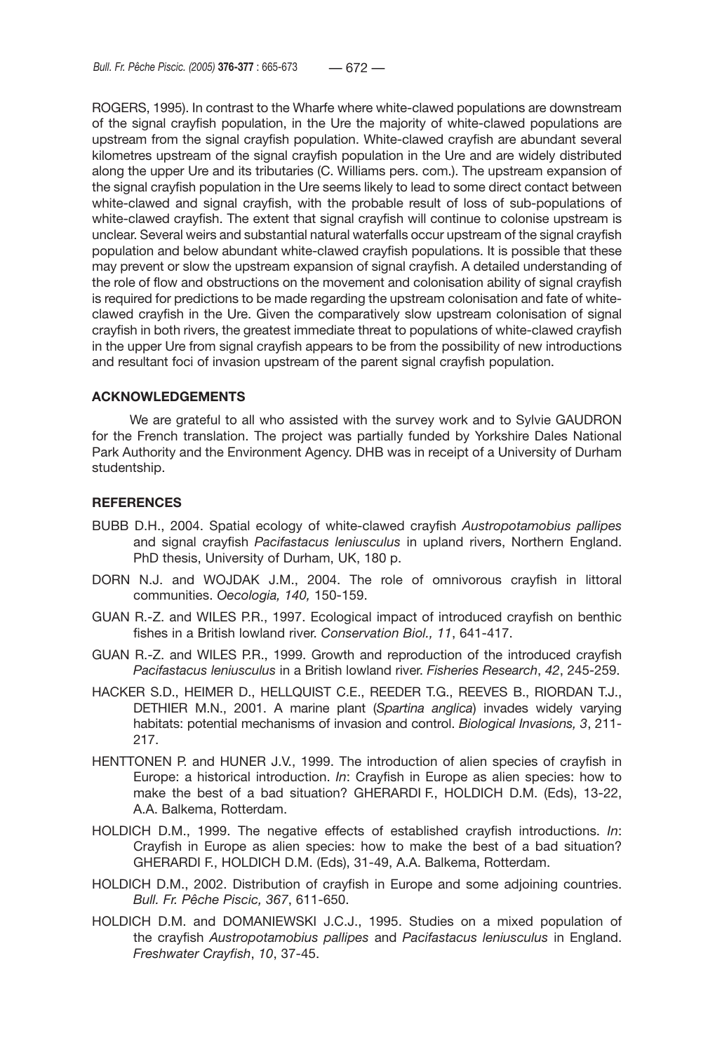ROGERS, 1995). In contrast to the Wharfe where white-clawed populations are downstream of the signal crayfish population, in the Ure the majority of white-clawed populations are upstream from the signal crayfish population. White-clawed crayfish are abundant several kilometres upstream of the signal crayfish population in the Ure and are widely distributed along the upper Ure and its tributaries (C. Williams pers. com.). The upstream expansion of the signal crayfish population in the Ure seems likely to lead to some direct contact between white-clawed and signal crayfish, with the probable result of loss of sub-populations of white-clawed crayfish. The extent that signal crayfish will continue to colonise upstream is unclear. Several weirs and substantial natural waterfalls occur upstream of the signal crayfish population and below abundant white-clawed crayfish populations. It is possible that these may prevent or slow the upstream expansion of signal crayfish. A detailed understanding of the role of flow and obstructions on the movement and colonisation ability of signal crayfish is required for predictions to be made regarding the upstream colonisation and fate of white-clawed crayfish in the Ure. Given the comparatively slow upstream colonisation of signal crayfish in both rivers, the greatest immediate threat to populations of white-clawed crayfish in the upper Ure from signal crayfish appears to be from the possibility of new introductions and resultant foci of invasion upstream of the parent signal crayfish population.

## ACKNOWLEDGEMENTS

We are grateful to all who assisted with the survey work and to Sylvie GAUDRON for the French translation. The project was partially funded by Yorkshire Dales National Park Authority and the Environment Agency. DHB was in receipt of a University of Durham studentship.

## REFERENCES

BUBB D.H., 2004. Spatial ecology of white-clawed crayfish *Austropotamobius pallipes* and signal crayfish *Pacifastacus leniusculus* in upland rivers, Northern England. PhD thesis, University of Durham, UK, 180 p.

DORN N.J. and WOJDAK J.M., 2004. The role of omnivorous crayfish in littoral communities. *Oecologia, 140,* 150-159.

GUAN R.-Z. and WILES P.R., 1997. Ecological impact of introduced crayfish on benthic fishes in a British lowland river. *Conservation Biol., 11*, 641-417.

GUAN R.-Z. and WILES P.R., 1999. Growth and reproduction of the introduced crayfish *Pacifastacus leniusculus* in a British lowland river. *Fisheries Research*, *42*, 245-259.

HACKER S.D., HEIMER D., HELLQUIST C.E., REEDER T.G., REEVES B., RIORDAN T.J., DETHIER M.N., 2001. A marine plant (*Spartina anglica*) invades widely varying habitats: potential mechanisms of invasion and control. *Biological Invasions, 3*, 211-217.

HENTTONEN P. and HUNER J.V., 1999. The introduction of alien species of crayfish in Europe: a historical introduction. *In*: Crayfish in Europe as alien species: how to make the best of a bad situation? GHERARDI F., HOLDICH D.M. (Eds), 13-22, A.A. Balkema, Rotterdam.

HOLDICH D.M., 1999. The negative effects of established crayfish introductions. *In*: Crayfish in Europe as alien species: how to make the best of a bad situation? GHERARDI F., HOLDICH D.M. (Eds), 31-49, A.A. Balkema, Rotterdam.

HOLDICH D.M., 2002. Distribution of crayfish in Europe and some adjoining countries. *Bull. Fr. Pêche Piscic, 367*, 611-650.

HOLDICH D.M. and DOMANIEWSKI J.C.J., 1995. Studies on a mixed population of the crayfish *Austropotamobius pallipes* and *Pacifastacus leniusculus* in England. *Freshwater Crayfish*, *10*, 37-45.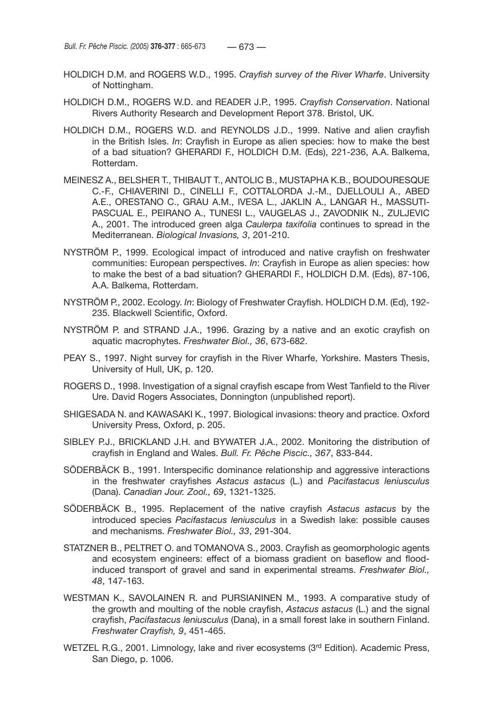HOLDICH D.M. and ROGERS W.D., 1995. *Crayfish survey of the River Wharfe*. University of Nottingham.

HOLDICH D.M., ROGERS W.D. and READER J.P., 1995. *Crayfish Conservation*. National Rivers Authority Research and Development Report 378. Bristol, UK.

HOLDICH D.M., ROGERS W.D. and REYNOLDS J.D., 1999. Native and alien crayfish in the British Isles. *In*: Crayfish in Europe as alien species: how to make the best of a bad situation? GHERARDI F., HOLDICH D.M. (Eds), 221-236, A.A. Balkema, Rotterdam.

MEINESZ A., BELSHER T., THIBAUT T., ANTOLIC B., MUSTAPHA K.B., BOUDOURESQUE C.-F., CHIAVERINI D., CINELLI F., COTTALORDA J.-M., DJELLOULI A., ABED A.E., ORESTANO C., GRAU A.M., IVESA L., JAKLIN A., LANGAR H., MASSUTI-PASCUAL E., PEIRANO A., TUNESI L., VAUGELAS J., ZAVODNIK N., ZULJEVIC A., 2001. The introduced green alga *Caulerpa taxifolia* continues to spread in the Mediterranean. *Biological Invasions, 3*, 201-210.

NYSTRÖM P., 1999. Ecological impact of introduced and native crayfish on freshwater communities: European perspectives. *In*: Crayfish in Europe as alien species: how to make the best of a bad situation? GHERARDI F., HOLDICH D.M. (Eds), 87-106, A.A. Balkema, Rotterdam.

NYSTRÖM P., 2002. Ecology. *In*: Biology of Freshwater Crayfish. HOLDICH D.M. (Ed), 192-235. Blackwell Scientific, Oxford.

NYSTRÖM P. and STRAND J.A., 1996. Grazing by a native and an exotic crayfish on aquatic macrophytes. *Freshwater Biol., 36*, 673-682.

PEAY S., 1997. Night survey for crayfish in the River Wharfe, Yorkshire. Masters Thesis, University of Hull, UK, p. 120.

ROGERS D., 1998. Investigation of a signal crayfish escape from West Tanfield to the River Ure. David Rogers Associates, Donnington (unpublished report).

SHIGESADA N. and KAWASAKI K., 1997. Biological invasions: theory and practice. Oxford University Press, Oxford, p. 205.

SIBLEY P.J., BRICKLAND J.H. and BYWATER J.A., 2002. Monitoring the distribution of crayfish in England and Wales. *Bull. Fr. Pêche Piscic., 367*, 833-844.

SÖDERBÄCK B., 1991. Interspecific dominance relationship and aggressive interactions in the freshwater crayfishes *Astacus astacus* (L.) and *Pacifastacus leniusculus* (Dana). *Canadian Jour. Zool., 69*, 1321-1325.

SÖDERBÄCK B., 1995. Replacement of the native crayfish *Astacus astacus* by the introduced species *Pacifastacus leniusculus* in a Swedish lake: possible causes and mechanisms. *Freshwater Biol., 33*, 291-304.

STATZNER B., PELTRET O. and TOMANOVA S., 2003. Crayfish as geomorphologic agents and ecosystem engineers: effect of a biomass gradient on baseflow and flood-induced transport of gravel and sand in experimental streams. *Freshwater Biol., 48*, 147-163.

WESTMAN K., SAVOLAINEN R. and PURSIANINEN M., 1993. A comparative study of the growth and moulting of the noble crayfish, *Astacus astacus* (L.) and the signal crayfish, *Pacifastacus leniusculus* (Dana), in a small forest lake in southern Finland. *Freshwater Crayfish, 9*, 451-465.

WETZEL R.G., 2001. Limnology, lake and river ecosystems (3rd Edition). Academic Press, San Diego, p. 1006.